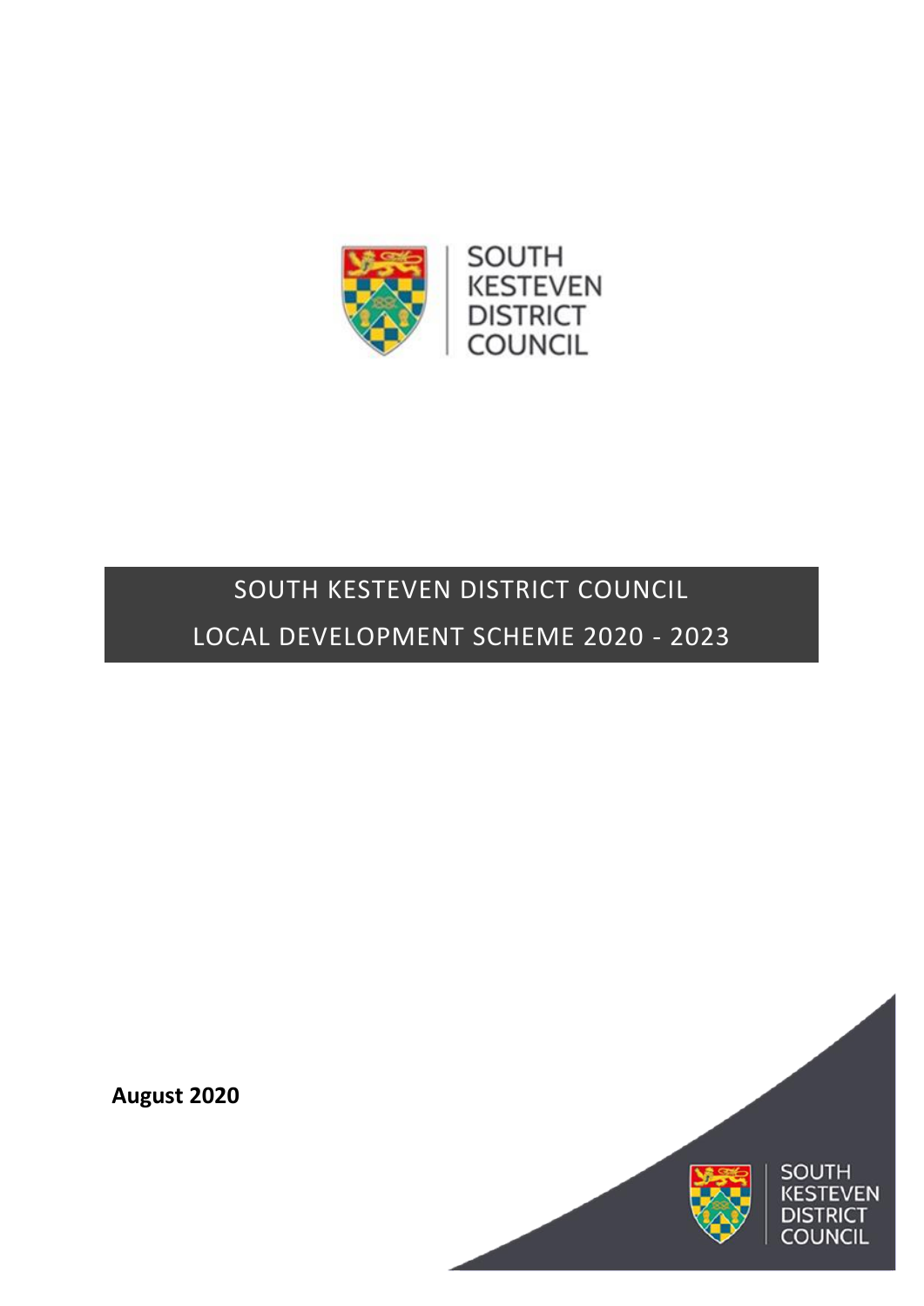SOUTH KESTEVEN DISTRICT COUNCIL

# SOUTH KESTEVEN DISTRICT COUNCIL
# LOCAL DEVELOPMENT SCHEME 2020 - 2023

**August 2020**

SOUTH KESTEVEN DISTRICT COUNCIL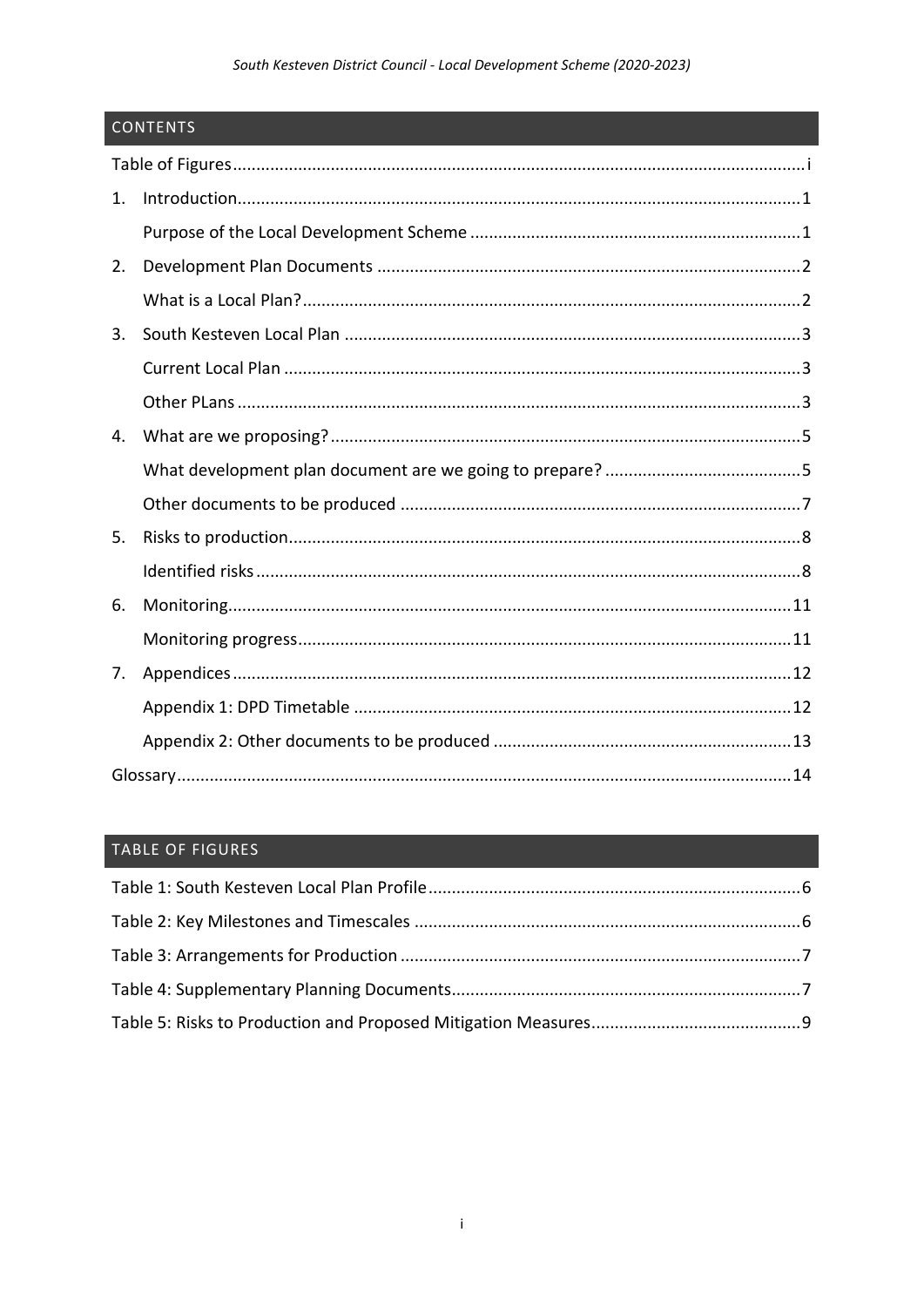## CONTENTS

Table of Figures .......... i

1. Introduction .......... 1
   - Purpose of the Local Development Scheme .......... 1
2. Development Plan Documents .......... 2
   - What is a Local Plan? .......... 2
3. South Kesteven Local Plan .......... 3
   - Current Local Plan .......... 3
   - Other PLans .......... 3
4. What are we proposing? .......... 5
   - What development plan document are we going to prepare? .......... 5
   - Other documents to be produced .......... 7
5. Risks to production .......... 8
   - Identified risks .......... 8
6. Monitoring .......... 11
   - Monitoring progress .......... 11
7. Appendices .......... 12
   - Appendix 1: DPD Timetable .......... 12
   - Appendix 2: Other documents to be produced .......... 13

Glossary .......... 14

## TABLE OF FIGURES

Table 1: South Kesteven Local Plan Profile .......... 6

Table 2: Key Milestones and Timescales .......... 6

Table 3: Arrangements for Production .......... 7

Table 4: Supplementary Planning Documents .......... 7

Table 5: Risks to Production and Proposed Mitigation Measures .......... 9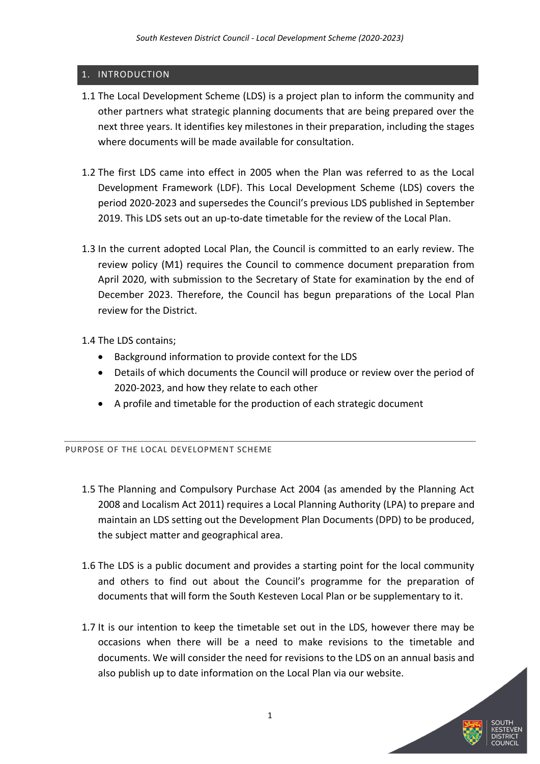## 1. INTRODUCTION

1.1 The Local Development Scheme (LDS) is a project plan to inform the community and other partners what strategic planning documents that are being prepared over the next three years. It identifies key milestones in their preparation, including the stages where documents will be made available for consultation.

1.2 The first LDS came into effect in 2005 when the Plan was referred to as the Local Development Framework (LDF). This Local Development Scheme (LDS) covers the period 2020-2023 and supersedes the Council's previous LDS published in September 2019. This LDS sets out an up-to-date timetable for the review of the Local Plan.

1.3 In the current adopted Local Plan, the Council is committed to an early review. The review policy (M1) requires the Council to commence document preparation from April 2020, with submission to the Secretary of State for examination by the end of December 2023. Therefore, the Council has begun preparations of the Local Plan review for the District.

1.4 The LDS contains;

- Background information to provide context for the LDS
- Details of which documents the Council will produce or review over the period of 2020-2023, and how they relate to each other
- A profile and timetable for the production of each strategic document

### PURPOSE OF THE LOCAL DEVELOPMENT SCHEME

1.5 The Planning and Compulsory Purchase Act 2004 (as amended by the Planning Act 2008 and Localism Act 2011) requires a Local Planning Authority (LPA) to prepare and maintain an LDS setting out the Development Plan Documents (DPD) to be produced, the subject matter and geographical area.

1.6 The LDS is a public document and provides a starting point for the local community and others to find out about the Council's programme for the preparation of documents that will form the South Kesteven Local Plan or be supplementary to it.

1.7 It is our intention to keep the timetable set out in the LDS, however there may be occasions when there will be a need to make revisions to the timetable and documents. We will consider the need for revisions to the LDS on an annual basis and also publish up to date information on the Local Plan via our website.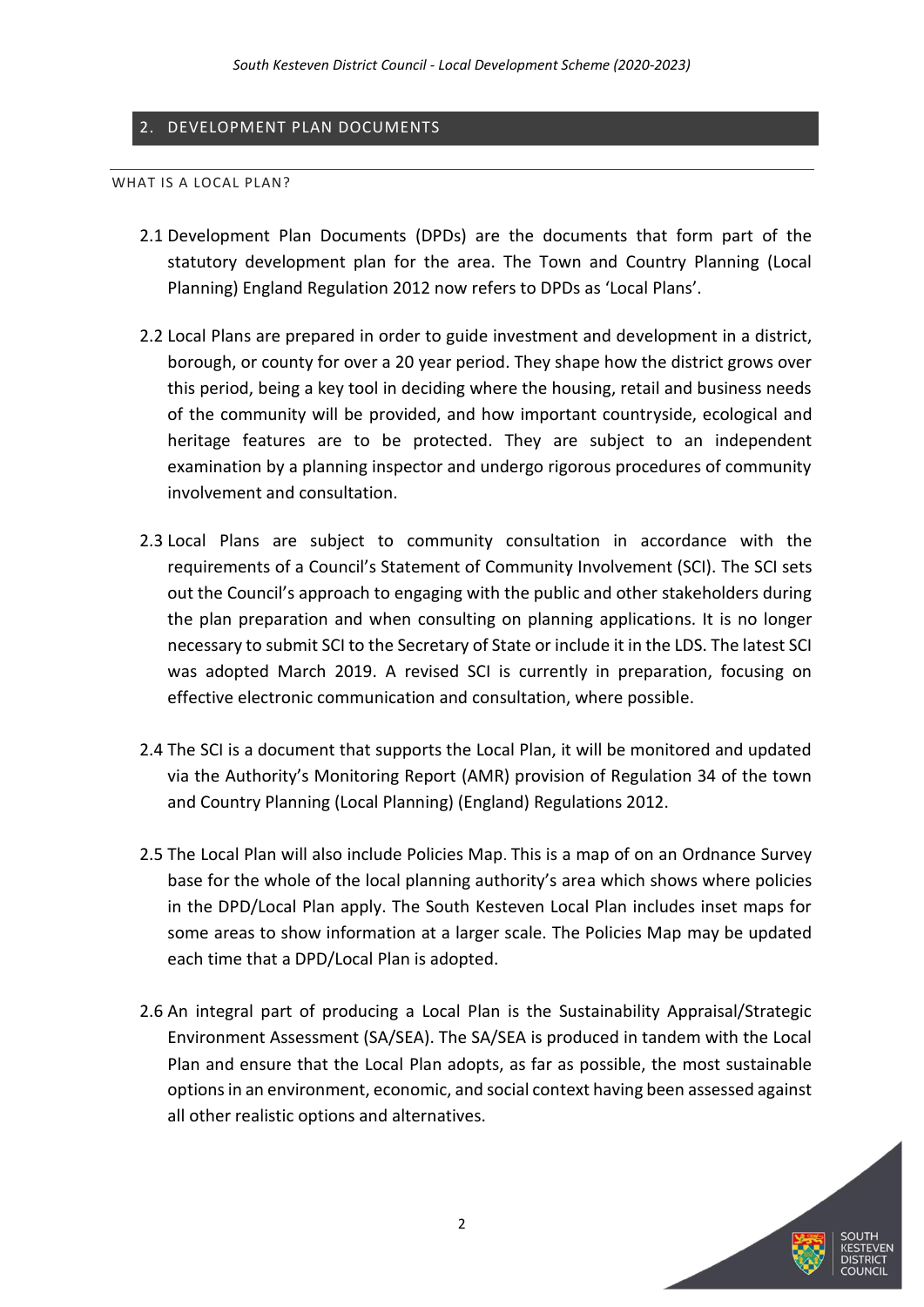## 2. DEVELOPMENT PLAN DOCUMENTS

### WHAT IS A LOCAL PLAN?

2.1 Development Plan Documents (DPDs) are the documents that form part of the statutory development plan for the area. The Town and Country Planning (Local Planning) England Regulation 2012 now refers to DPDs as 'Local Plans'.

2.2 Local Plans are prepared in order to guide investment and development in a district, borough, or county for over a 20 year period. They shape how the district grows over this period, being a key tool in deciding where the housing, retail and business needs of the community will be provided, and how important countryside, ecological and heritage features are to be protected. They are subject to an independent examination by a planning inspector and undergo rigorous procedures of community involvement and consultation.

2.3 Local Plans are subject to community consultation in accordance with the requirements of a Council's Statement of Community Involvement (SCI). The SCI sets out the Council's approach to engaging with the public and other stakeholders during the plan preparation and when consulting on planning applications. It is no longer necessary to submit SCI to the Secretary of State or include it in the LDS. The latest SCI was adopted March 2019. A revised SCI is currently in preparation, focusing on effective electronic communication and consultation, where possible.

2.4 The SCI is a document that supports the Local Plan, it will be monitored and updated via the Authority's Monitoring Report (AMR) provision of Regulation 34 of the town and Country Planning (Local Planning) (England) Regulations 2012.

2.5 The Local Plan will also include Policies Map. This is a map of on an Ordnance Survey base for the whole of the local planning authority's area which shows where policies in the DPD/Local Plan apply. The South Kesteven Local Plan includes inset maps for some areas to show information at a larger scale. The Policies Map may be updated each time that a DPD/Local Plan is adopted.

2.6 An integral part of producing a Local Plan is the Sustainability Appraisal/Strategic Environment Assessment (SA/SEA). The SA/SEA is produced in tandem with the Local Plan and ensure that the Local Plan adopts, as far as possible, the most sustainable options in an environment, economic, and social context having been assessed against all other realistic options and alternatives.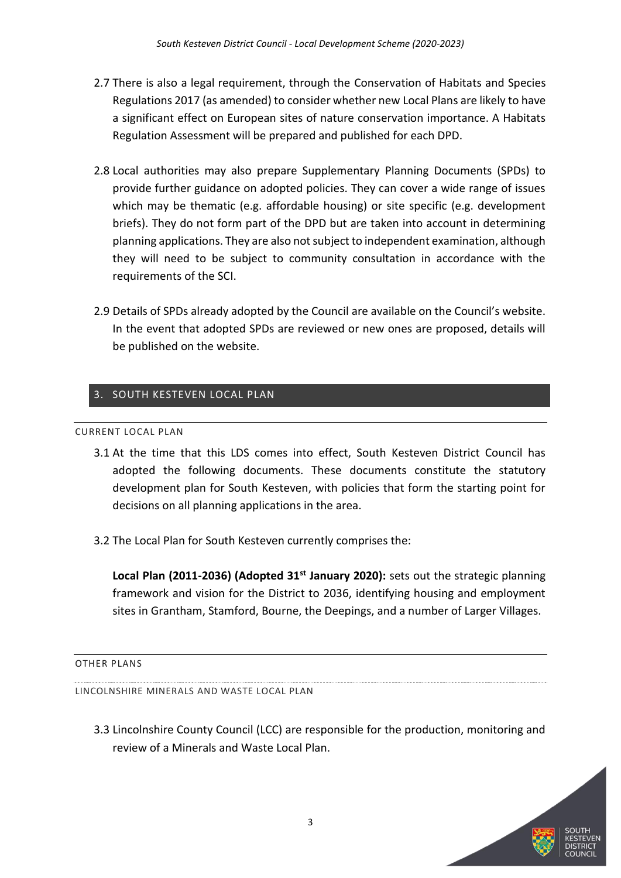2.7 There is also a legal requirement, through the Conservation of Habitats and Species Regulations 2017 (as amended) to consider whether new Local Plans are likely to have a significant effect on European sites of nature conservation importance. A Habitats Regulation Assessment will be prepared and published for each DPD.

2.8 Local authorities may also prepare Supplementary Planning Documents (SPDs) to provide further guidance on adopted policies. They can cover a wide range of issues which may be thematic (e.g. affordable housing) or site specific (e.g. development briefs). They do not form part of the DPD but are taken into account in determining planning applications. They are also not subject to independent examination, although they will need to be subject to community consultation in accordance with the requirements of the SCI.

2.9 Details of SPDs already adopted by the Council are available on the Council's website. In the event that adopted SPDs are reviewed or new ones are proposed, details will be published on the website.

## 3. SOUTH KESTEVEN LOCAL PLAN

### CURRENT LOCAL PLAN

3.1 At the time that this LDS comes into effect, South Kesteven District Council has adopted the following documents. These documents constitute the statutory development plan for South Kesteven, with policies that form the starting point for decisions on all planning applications in the area.

3.2 The Local Plan for South Kesteven currently comprises the:

**Local Plan (2011-2036) (Adopted 31st January 2020):** sets out the strategic planning framework and vision for the District to 2036, identifying housing and employment sites in Grantham, Stamford, Bourne, the Deepings, and a number of Larger Villages.

### OTHER PLANS

#### LINCOLNSHIRE MINERALS AND WASTE LOCAL PLAN

3.3 Lincolnshire County Council (LCC) are responsible for the production, monitoring and review of a Minerals and Waste Local Plan.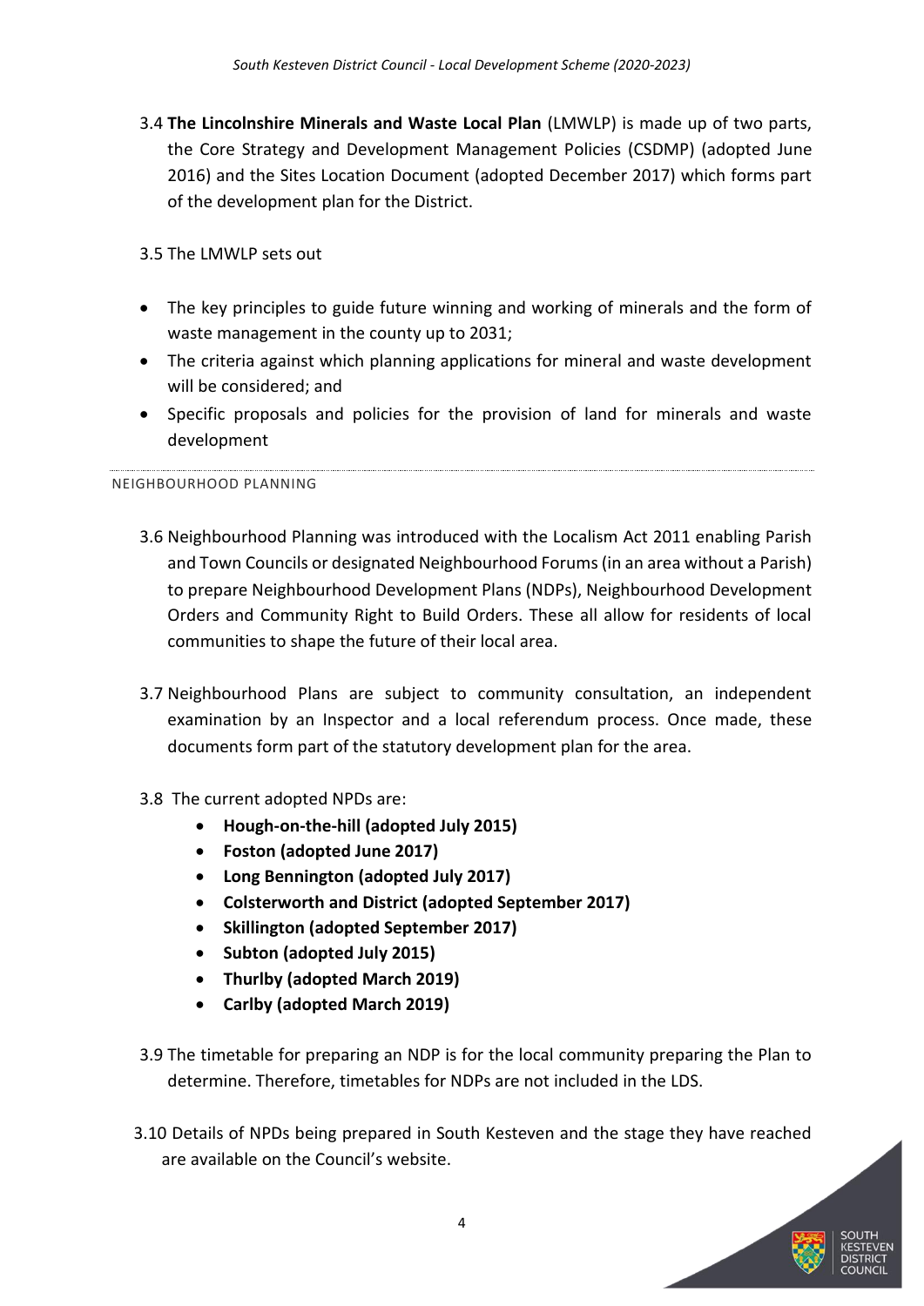3.4 **The Lincolnshire Minerals and Waste Local Plan** (LMWLP) is made up of two parts, the Core Strategy and Development Management Policies (CSDMP) (adopted June 2016) and the Sites Location Document (adopted December 2017) which forms part of the development plan for the District.

3.5 The LMWLP sets out

- The key principles to guide future winning and working of minerals and the form of waste management in the county up to 2031;
- The criteria against which planning applications for mineral and waste development will be considered; and
- Specific proposals and policies for the provision of land for minerals and waste development

## NEIGHBOURHOOD PLANNING

3.6 Neighbourhood Planning was introduced with the Localism Act 2011 enabling Parish and Town Councils or designated Neighbourhood Forums (in an area without a Parish) to prepare Neighbourhood Development Plans (NDPs), Neighbourhood Development Orders and Community Right to Build Orders. These all allow for residents of local communities to shape the future of their local area.

3.7 Neighbourhood Plans are subject to community consultation, an independent examination by an Inspector and a local referendum process. Once made, these documents form part of the statutory development plan for the area.

3.8 The current adopted NPDs are:

- **Hough-on-the-hill (adopted July 2015)**
- **Foston (adopted June 2017)**
- **Long Bennington (adopted July 2017)**
- **Colsterworth and District (adopted September 2017)**
- **Skillington (adopted September 2017)**
- **Subton (adopted July 2015)**
- **Thurlby (adopted March 2019)**
- **Carlby (adopted March 2019)**

3.9 The timetable for preparing an NDP is for the local community preparing the Plan to determine. Therefore, timetables for NDPs are not included in the LDS.

3.10 Details of NPDs being prepared in South Kesteven and the stage they have reached are available on the Council's website.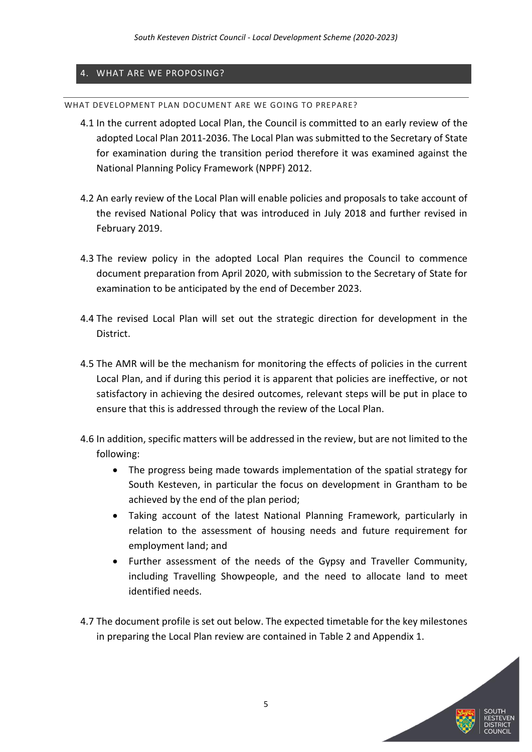## 4. WHAT ARE WE PROPOSING?

### WHAT DEVELOPMENT PLAN DOCUMENT ARE WE GOING TO PREPARE?

4.1 In the current adopted Local Plan, the Council is committed to an early review of the adopted Local Plan 2011-2036. The Local Plan was submitted to the Secretary of State for examination during the transition period therefore it was examined against the National Planning Policy Framework (NPPF) 2012.

4.2 An early review of the Local Plan will enable policies and proposals to take account of the revised National Policy that was introduced in July 2018 and further revised in February 2019.

4.3 The review policy in the adopted Local Plan requires the Council to commence document preparation from April 2020, with submission to the Secretary of State for examination to be anticipated by the end of December 2023.

4.4 The revised Local Plan will set out the strategic direction for development in the District.

4.5 The AMR will be the mechanism for monitoring the effects of policies in the current Local Plan, and if during this period it is apparent that policies are ineffective, or not satisfactory in achieving the desired outcomes, relevant steps will be put in place to ensure that this is addressed through the review of the Local Plan.

4.6 In addition, specific matters will be addressed in the review, but are not limited to the following:

- The progress being made towards implementation of the spatial strategy for South Kesteven, in particular the focus on development in Grantham to be achieved by the end of the plan period;
- Taking account of the latest National Planning Framework, particularly in relation to the assessment of housing needs and future requirement for employment land; and
- Further assessment of the needs of the Gypsy and Traveller Community, including Travelling Showpeople, and the need to allocate land to meet identified needs.

4.7 The document profile is set out below. The expected timetable for the key milestones in preparing the Local Plan review are contained in Table 2 and Appendix 1.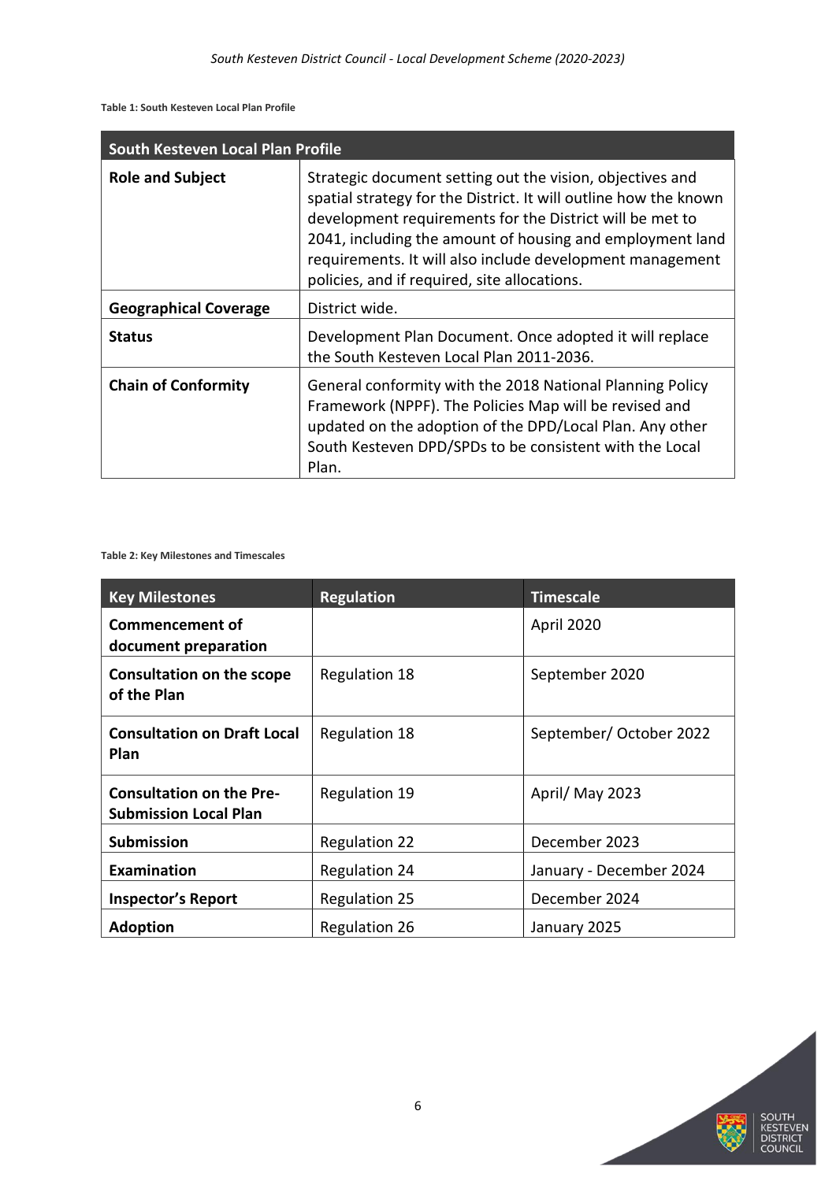**Table 1: South Kesteven Local Plan Profile**

| South Kesteven Local Plan Profile | |
|---|---|
| **Role and Subject** | Strategic document setting out the vision, objectives and spatial strategy for the District. It will outline how the known development requirements for the District will be met to 2041, including the amount of housing and employment land requirements. It will also include development management policies, and if required, site allocations. |
| **Geographical Coverage** | District wide. |
| **Status** | Development Plan Document. Once adopted it will replace the South Kesteven Local Plan 2011-2036. |
| **Chain of Conformity** | General conformity with the 2018 National Planning Policy Framework (NPPF). The Policies Map will be revised and updated on the adoption of the DPD/Local Plan. Any other South Kesteven DPD/SPDs to be consistent with the Local Plan. |

**Table 2: Key Milestones and Timescales**

| Key Milestones | Regulation | Timescale |
|---|---|---|
| **Commencement of document preparation** | | April 2020 |
| **Consultation on the scope of the Plan** | Regulation 18 | September 2020 |
| **Consultation on Draft Local Plan** | Regulation 18 | September/ October 2022 |
| **Consultation on the Pre-Submission Local Plan** | Regulation 19 | April/ May 2023 |
| **Submission** | Regulation 22 | December 2023 |
| **Examination** | Regulation 24 | January - December 2024 |
| **Inspector's Report** | Regulation 25 | December 2024 |
| **Adoption** | Regulation 26 | January 2025 |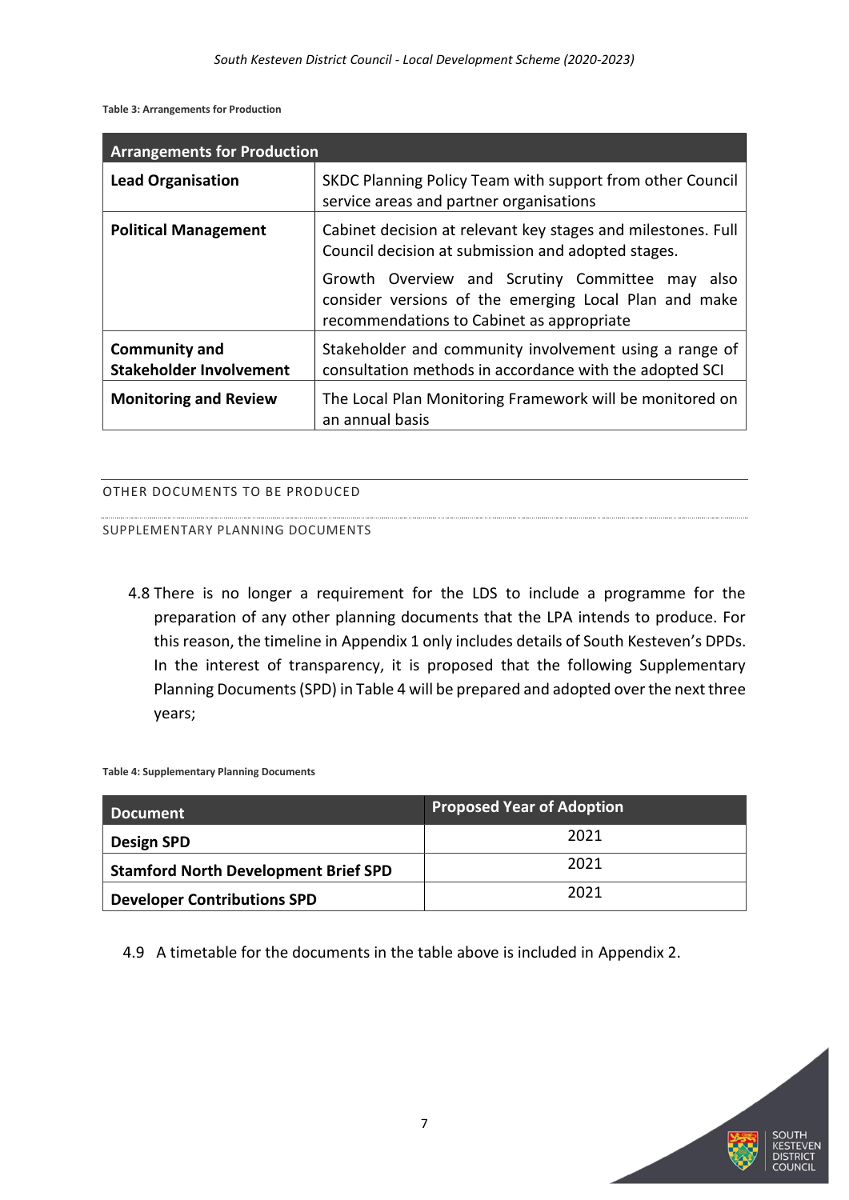**Table 3: Arrangements for Production**

| Arrangements for Production | |
|---|---|
| **Lead Organisation** | SKDC Planning Policy Team with support from other Council service areas and partner organisations |
| **Political Management** | Cabinet decision at relevant key stages and milestones. Full Council decision at submission and adopted stages. Growth Overview and Scrutiny Committee may also consider versions of the emerging Local Plan and make recommendations to Cabinet as appropriate |
| **Community and Stakeholder Involvement** | Stakeholder and community involvement using a range of consultation methods in accordance with the adopted SCI |
| **Monitoring and Review** | The Local Plan Monitoring Framework will be monitored on an annual basis |

## OTHER DOCUMENTS TO BE PRODUCED

### SUPPLEMENTARY PLANNING DOCUMENTS

4.8 There is no longer a requirement for the LDS to include a programme for the preparation of any other planning documents that the LPA intends to produce. For this reason, the timeline in Appendix 1 only includes details of South Kesteven's DPDs. In the interest of transparency, it is proposed that the following Supplementary Planning Documents (SPD) in Table 4 will be prepared and adopted over the next three years;

**Table 4: Supplementary Planning Documents**

| Document | Proposed Year of Adoption |
|---|---|
| **Design SPD** | 2021 |
| **Stamford North Development Brief SPD** | 2021 |
| **Developer Contributions SPD** | 2021 |

4.9 A timetable for the documents in the table above is included in Appendix 2.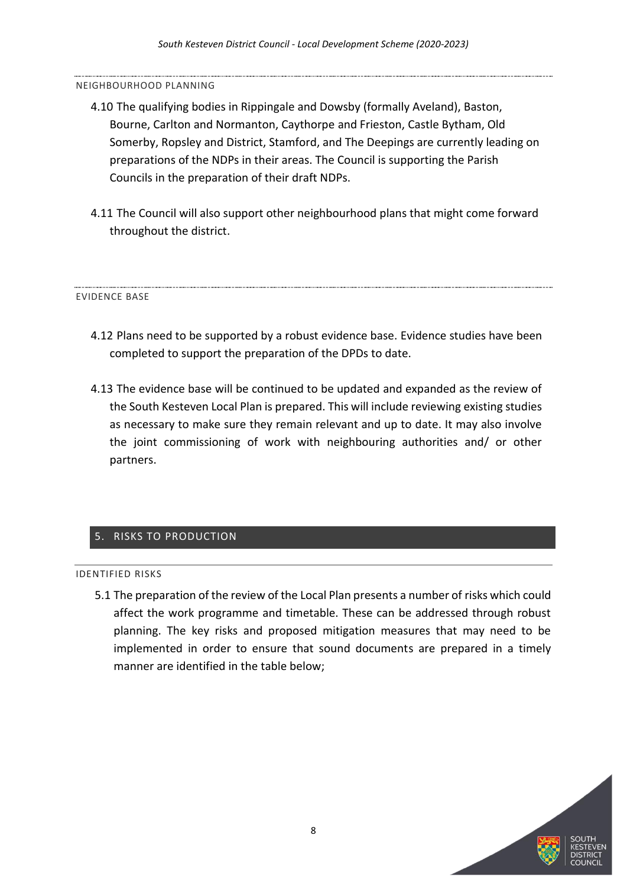### NEIGHBOURHOOD PLANNING

4.10 The qualifying bodies in Rippingale and Dowsby (formally Aveland), Baston, Bourne, Carlton and Normanton, Caythorpe and Frieston, Castle Bytham, Old Somerby, Ropsley and District, Stamford, and The Deepings are currently leading on preparations of the NDPs in their areas. The Council is supporting the Parish Councils in the preparation of their draft NDPs.

4.11 The Council will also support other neighbourhood plans that might come forward throughout the district.

### EVIDENCE BASE

4.12 Plans need to be supported by a robust evidence base. Evidence studies have been completed to support the preparation of the DPDs to date.

4.13 The evidence base will be continued to be updated and expanded as the review of the South Kesteven Local Plan is prepared. This will include reviewing existing studies as necessary to make sure they remain relevant and up to date. It may also involve the joint commissioning of work with neighbouring authorities and/ or other partners.

## 5. RISKS TO PRODUCTION

### IDENTIFIED RISKS

5.1 The preparation of the review of the Local Plan presents a number of risks which could affect the work programme and timetable. These can be addressed through robust planning. The key risks and proposed mitigation measures that may need to be implemented in order to ensure that sound documents are prepared in a timely manner are identified in the table below;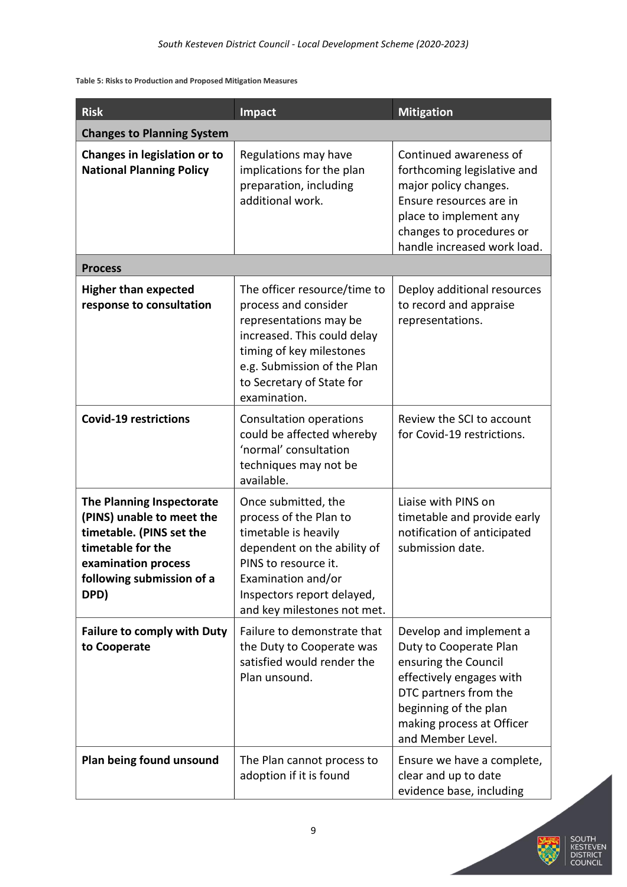**Table 5: Risks to Production and Proposed Mitigation Measures**

| Risk | Impact | Mitigation |
| --- | --- | --- |
| **Changes to Planning System** | | |
| **Changes in legislation or to National Planning Policy** | Regulations may have implications for the plan preparation, including additional work. | Continued awareness of forthcoming legislative and major policy changes. Ensure resources are in place to implement any changes to procedures or handle increased work load. |
| **Process** | | |
| **Higher than expected response to consultation** | The officer resource/time to process and consider representations may be increased. This could delay timing of key milestones e.g. Submission of the Plan to Secretary of State for examination. | Deploy additional resources to record and appraise representations. |
| **Covid-19 restrictions** | Consultation operations could be affected whereby 'normal' consultation techniques may not be available. | Review the SCI to account for Covid-19 restrictions. |
| **The Planning Inspectorate (PINS) unable to meet the timetable. (PINS set the timetable for the examination process following submission of a DPD)** | Once submitted, the process of the Plan to timetable is heavily dependent on the ability of PINS to resource it. Examination and/or Inspectors report delayed, and key milestones not met. | Liaise with PINS on timetable and provide early notification of anticipated submission date. |
| **Failure to comply with Duty to Cooperate** | Failure to demonstrate that the Duty to Cooperate was satisfied would render the Plan unsound. | Develop and implement a Duty to Cooperate Plan ensuring the Council effectively engages with DTC partners from the beginning of the plan making process at Officer and Member Level. |
| **Plan being found unsound** | The Plan cannot process to adoption if it is found | Ensure we have a complete, clear and up to date evidence base, including |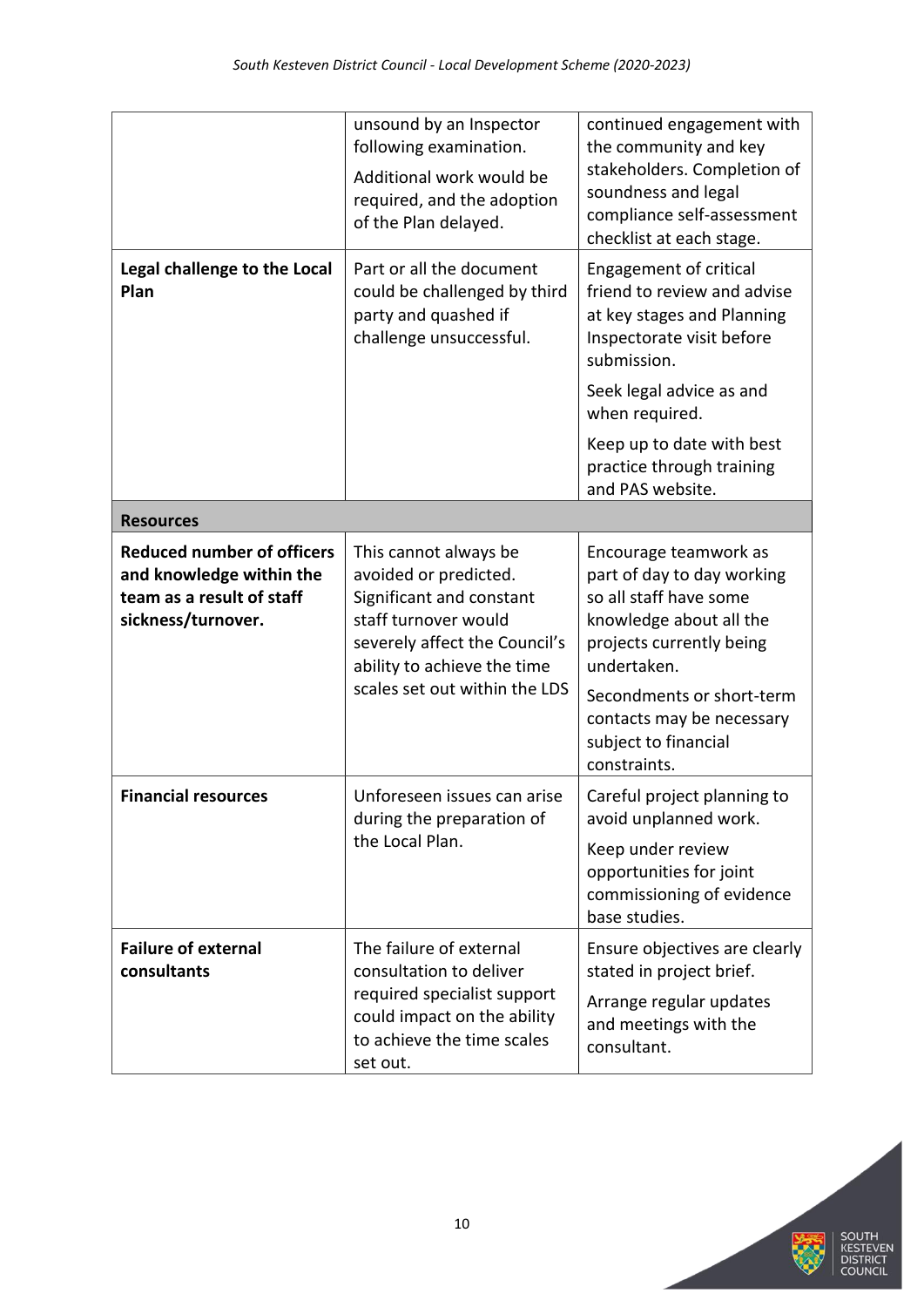| | | |
|---|---|---|
| | unsound by an Inspector following examination.<br>Additional work would be required, and the adoption of the Plan delayed. | continued engagement with the community and key stakeholders. Completion of soundness and legal compliance self-assessment checklist at each stage. |
| **Legal challenge to the Local Plan** | Part or all the document could be challenged by third party and quashed if challenge unsuccessful. | Engagement of critical friend to review and advise at key stages and Planning Inspectorate visit before submission.<br>Seek legal advice as and when required.<br>Keep up to date with best practice through training and PAS website. |
| **Resources** | | |
| **Reduced number of officers and knowledge within the team as a result of staff sickness/turnover.** | This cannot always be avoided or predicted. Significant and constant staff turnover would severely affect the Council's ability to achieve the time scales set out within the LDS | Encourage teamwork as part of day to day working so all staff have some knowledge about all the projects currently being undertaken.<br>Secondments or short-term contacts may be necessary subject to financial constraints. |
| **Financial resources** | Unforeseen issues can arise during the preparation of the Local Plan. | Careful project planning to avoid unplanned work.<br>Keep under review opportunities for joint commissioning of evidence base studies. |
| **Failure of external consultants** | The failure of external consultation to deliver required specialist support could impact on the ability to achieve the time scales set out. | Ensure objectives are clearly stated in project brief.<br>Arrange regular updates and meetings with the consultant. |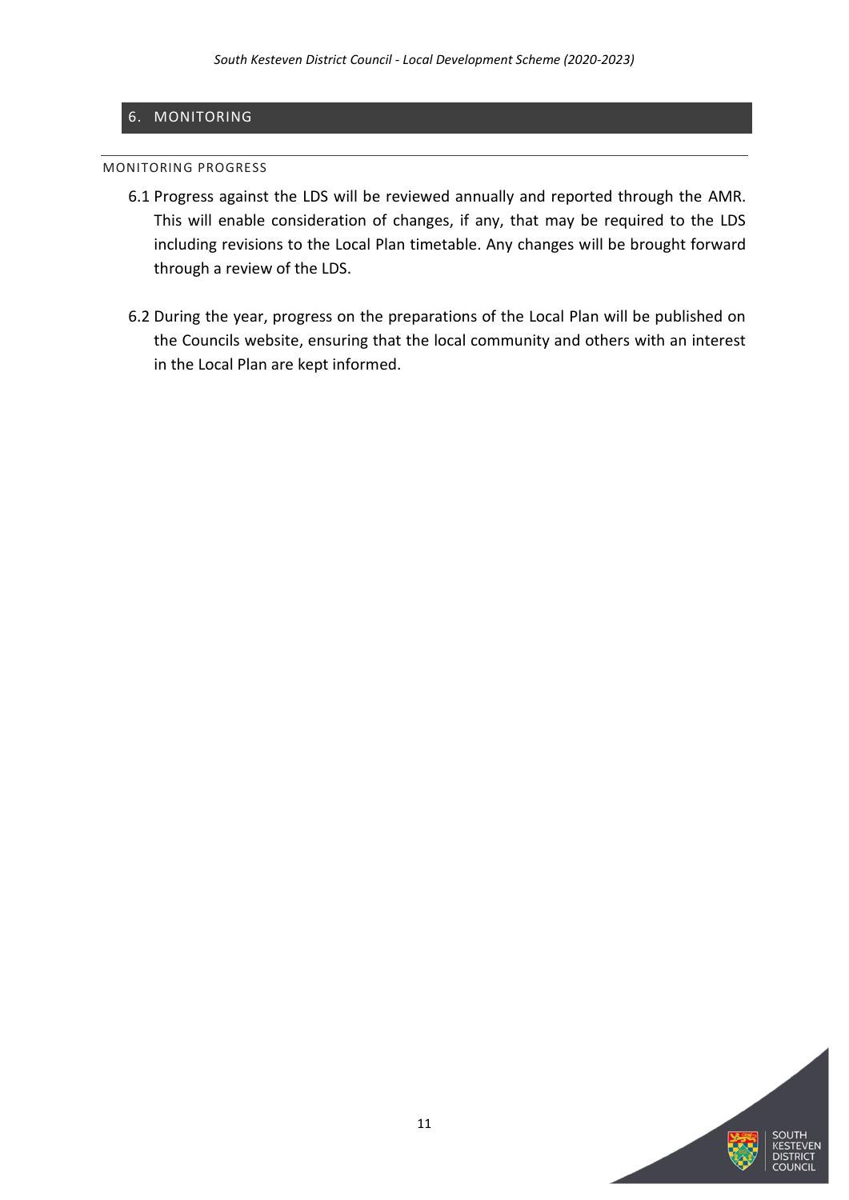## 6. MONITORING

### MONITORING PROGRESS

6.1 Progress against the LDS will be reviewed annually and reported through the AMR. This will enable consideration of changes, if any, that may be required to the LDS including revisions to the Local Plan timetable. Any changes will be brought forward through a review of the LDS.

6.2 During the year, progress on the preparations of the Local Plan will be published on the Councils website, ensuring that the local community and others with an interest in the Local Plan are kept informed.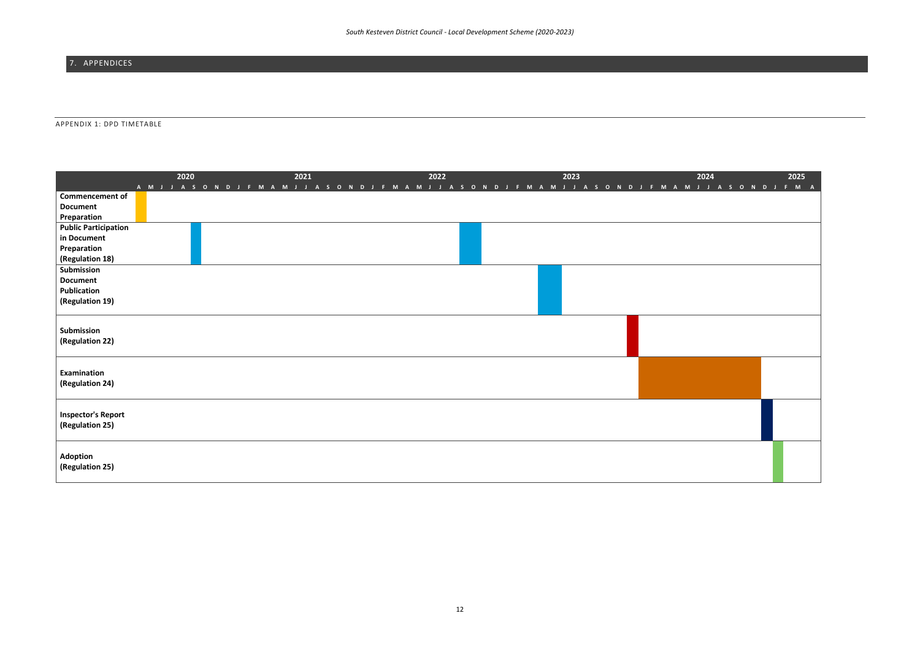# 7. APPENDICES

## APPENDIX 1: DPD TIMETABLE

| Stage | Timing (as shown in chart) |
|---|---|
| **Commencement of Document Preparation** | April 2020 |
| **Public Participation in Document Preparation (Regulation 18)** | September 2020; September – October 2022 |
| **Submission Document Publication (Regulation 19)** | April – May 2023 |
| **Submission (Regulation 22)** | December 2023 |
| **Examination (Regulation 24)** | January 2024 – November 2024 |
| **Inspector's Report (Regulation 25)** | December 2024 |
| **Adoption (Regulation 25)** | January 2025 |

Chart timeline: 2020 (A M J J A S O N D), 2021 (J F M A M J J A S O N D), 2022 (J F M A M J J A S O N D), 2023 (J F M A M J J A S O N D), 2024 (J F M A M J J A S O N D), 2025 (J F M A)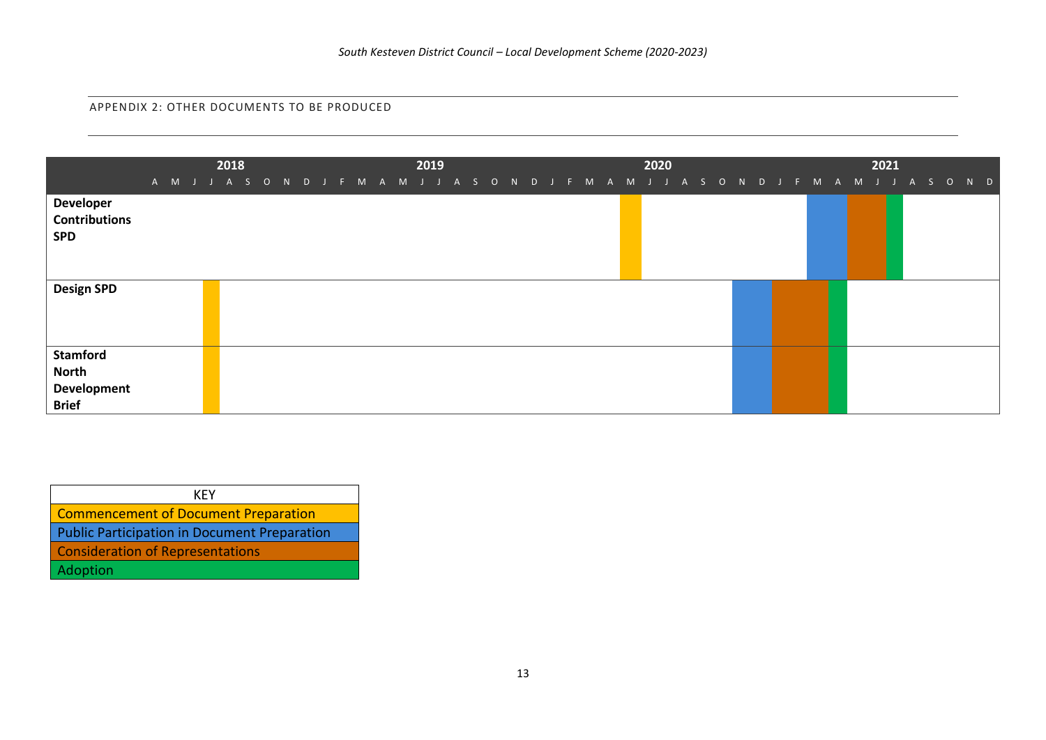APPENDIX 2: OTHER DOCUMENTS TO BE PRODUCED

| Document | Commencement of Document Preparation | Public Participation in Document Preparation | Consideration of Representations | Adoption |
|---|---|---|---|---|
| **Developer Contributions SPD** | May 2020 | March – April 2021 | May – June 2021 | July 2021 |
| **Design SPD** | July 2018 | November – December 2020 | January – March 2021 | April 2021 |
| **Stamford North Development Brief** | July 2018 | November – December 2020 | January – March 2021 | April 2021 |

| KEY |
|---|
| Commencement of Document Preparation |
| Public Participation in Document Preparation |
| Consideration of Representations |
| Adoption |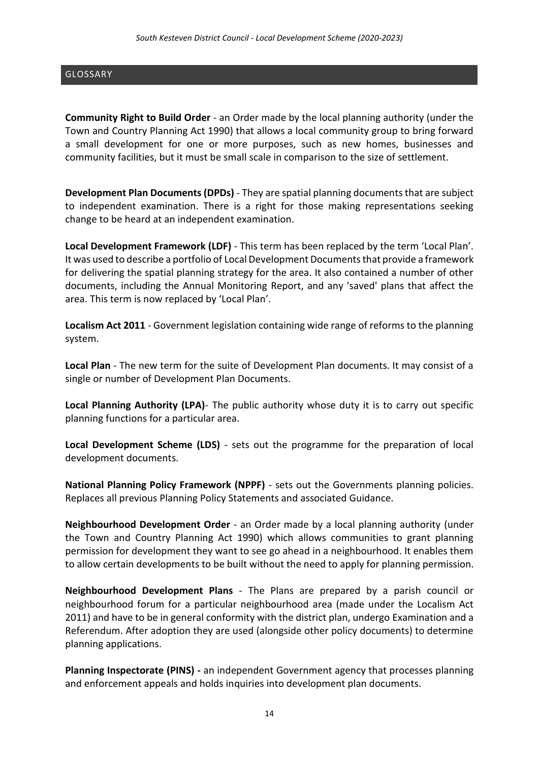## GLOSSARY

**Community Right to Build Order** - an Order made by the local planning authority (under the Town and Country Planning Act 1990) that allows a local community group to bring forward a small development for one or more purposes, such as new homes, businesses and community facilities, but it must be small scale in comparison to the size of settlement.

**Development Plan Documents (DPDs)** - They are spatial planning documents that are subject to independent examination. There is a right for those making representations seeking change to be heard at an independent examination.

**Local Development Framework (LDF)** - This term has been replaced by the term 'Local Plan'. It was used to describe a portfolio of Local Development Documents that provide a framework for delivering the spatial planning strategy for the area. It also contained a number of other documents, including the Annual Monitoring Report, and any 'saved' plans that affect the area. This term is now replaced by 'Local Plan'.

**Localism Act 2011** - Government legislation containing wide range of reforms to the planning system.

**Local Plan** - The new term for the suite of Development Plan documents. It may consist of a single or number of Development Plan Documents.

**Local Planning Authority (LPA)**- The public authority whose duty it is to carry out specific planning functions for a particular area.

**Local Development Scheme (LDS)** - sets out the programme for the preparation of local development documents.

**National Planning Policy Framework (NPPF)** - sets out the Governments planning policies. Replaces all previous Planning Policy Statements and associated Guidance.

**Neighbourhood Development Order** - an Order made by a local planning authority (under the Town and Country Planning Act 1990) which allows communities to grant planning permission for development they want to see go ahead in a neighbourhood. It enables them to allow certain developments to be built without the need to apply for planning permission.

**Neighbourhood Development Plans** - The Plans are prepared by a parish council or neighbourhood forum for a particular neighbourhood area (made under the Localism Act 2011) and have to be in general conformity with the district plan, undergo Examination and a Referendum. After adoption they are used (alongside other policy documents) to determine planning applications.

**Planning Inspectorate (PINS) -** an independent Government agency that processes planning and enforcement appeals and holds inquiries into development plan documents.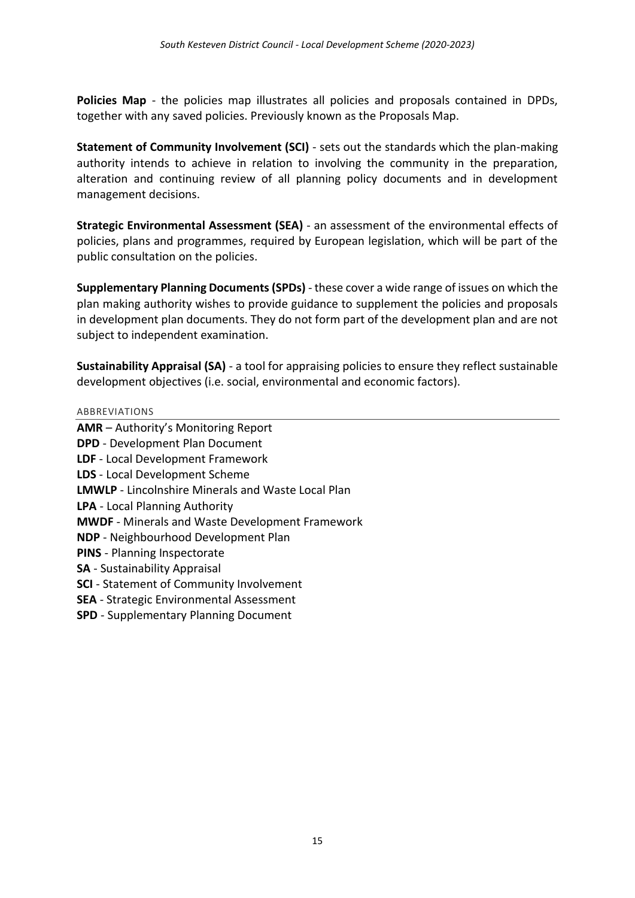**Policies Map** - the policies map illustrates all policies and proposals contained in DPDs, together with any saved policies. Previously known as the Proposals Map.

**Statement of Community Involvement (SCI)** - sets out the standards which the plan-making authority intends to achieve in relation to involving the community in the preparation, alteration and continuing review of all planning policy documents and in development management decisions.

**Strategic Environmental Assessment (SEA)** - an assessment of the environmental effects of policies, plans and programmes, required by European legislation, which will be part of the public consultation on the policies.

**Supplementary Planning Documents (SPDs)** - these cover a wide range of issues on which the plan making authority wishes to provide guidance to supplement the policies and proposals in development plan documents. They do not form part of the development plan and are not subject to independent examination.

**Sustainability Appraisal (SA)** - a tool for appraising policies to ensure they reflect sustainable development objectives (i.e. social, environmental and economic factors).

## ABBREVIATIONS

**AMR** – Authority's Monitoring Report
**DPD** - Development Plan Document
**LDF** - Local Development Framework
**LDS** - Local Development Scheme
**LMWLP** - Lincolnshire Minerals and Waste Local Plan
**LPA** - Local Planning Authority
**MWDF** - Minerals and Waste Development Framework
**NDP** - Neighbourhood Development Plan
**PINS** - Planning Inspectorate
**SA** - Sustainability Appraisal
**SCI** - Statement of Community Involvement
**SEA** - Strategic Environmental Assessment
**SPD** - Supplementary Planning Document